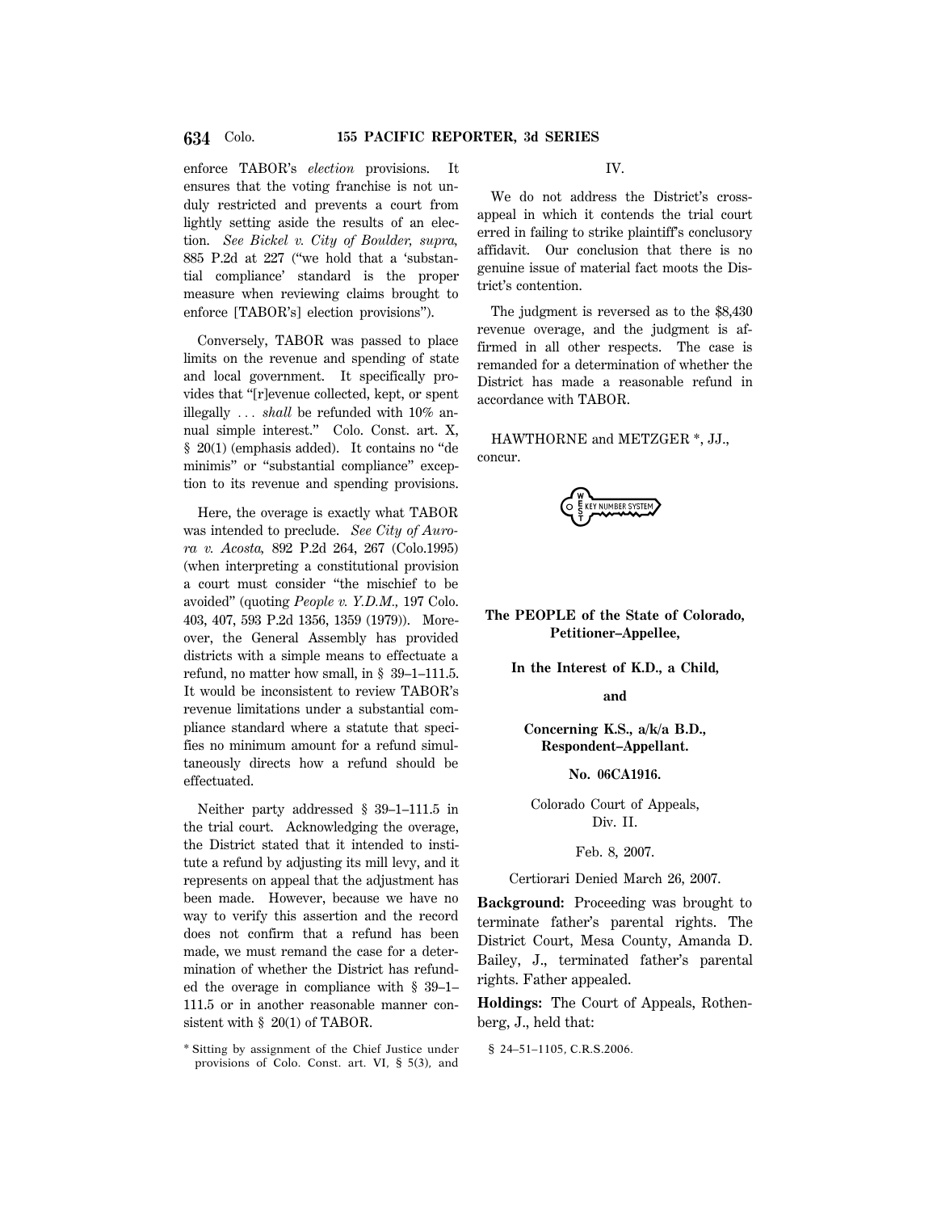enforce TABOR's *election* provisions. It ensures that the voting franchise is not unduly restricted and prevents a court from lightly setting aside the results of an election. *See Bickel v. City of Boulder, supra,* 885 P.2d at 227 ("we hold that a 'substantial compliance' standard is the proper measure when reviewing claims brought to enforce [TABOR's] election provisions").

Conversely, TABOR was passed to place limits on the revenue and spending of state and local government. It specifically provides that "[r]evenue collected, kept, or spent illegally ... *shall* be refunded with 10% annual simple interest." Colo. Const. art. X, § 20(1) (emphasis added). It contains no "de minimis" or "substantial compliance" exception to its revenue and spending provisions.

Here, the overage is exactly what TABOR was intended to preclude. *See City of Aurora v. Acosta,* 892 P.2d 264, 267 (Colo.1995) (when interpreting a constitutional provision a court must consider "the mischief to be avoided" (quoting *People v. Y.D.M.,* 197 Colo. 403, 407, 593 P.2d 1356, 1359 (1979)). Moreover, the General Assembly has provided districts with a simple means to effectuate a refund, no matter how small, in § 39–1–111.5. It would be inconsistent to review TABOR's revenue limitations under a substantial compliance standard where a statute that specifies no minimum amount for a refund simultaneously directs how a refund should be effectuated.

Neither party addressed § 39–1–111.5 in the trial court. Acknowledging the overage, the District stated that it intended to institute a refund by adjusting its mill levy, and it represents on appeal that the adjustment has been made. However, because we have no way to verify this assertion and the record does not confirm that a refund has been made, we must remand the case for a determination of whether the District has refunded the overage in compliance with § 39–1–111.5 or in another reasonable manner consistent with § 20(1) of TABOR.

## IV.

We do not address the District's cross-appeal in which it contends the trial court erred in failing to strike plaintiff's conclusory affidavit. Our conclusion that there is no genuine issue of material fact moots the District's contention.

The judgment is reversed as to the $8,430 revenue overage, and the judgment is affirmed in all other respects. The case is remanded for a determination of whether the District has made a reasonable refund in accordance with TABOR.

HAWTHORNE and METZGER *, JJ., concur.

\* Sitting by assignment of the Chief Justice under provisions of Colo. Const. art. VI, § 5(3), and § 24–51–1105, C.R.S.2006.

**The PEOPLE of the State of Colorado, Petitioner–Appellee,**

**In the Interest of K.D., a Child,**

**and**

**Concerning K.S., a/k/a B.D., Respondent–Appellant.**

**No. 06CA1916.**

Colorado Court of Appeals, Div. II.

Feb. 8, 2007.

Certiorari Denied March 26, 2007.

**Background:** Proceeding was brought to terminate father's parental rights. The District Court, Mesa County, Amanda D. Bailey, J., terminated father's parental rights. Father appealed.

**Holdings:** The Court of Appeals, Rothenberg, J., held that: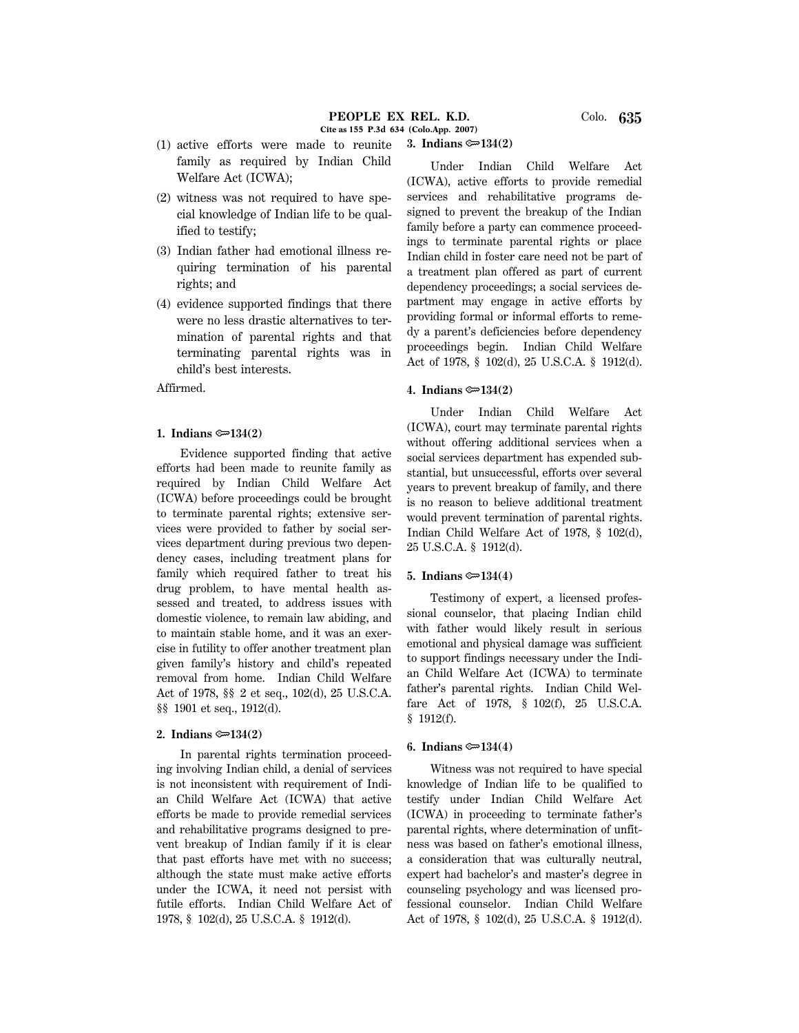(1) active efforts were made to reunite family as required by Indian Child Welfare Act (ICWA);

(2) witness was not required to have special knowledge of Indian life to be qualified to testify;

(3) Indian father had emotional illness requiring termination of his parental rights; and

(4) evidence supported findings that there were no less drastic alternatives to termination of parental rights and that terminating parental rights was in child's best interests.

Affirmed.

**1. Indians ⚷134(2)**

Evidence supported finding that active efforts had been made to reunite family as required by Indian Child Welfare Act (ICWA) before proceedings could be brought to terminate parental rights; extensive services were provided to father by social services department during previous two dependency cases, including treatment plans for family which required father to treat his drug problem, to have mental health assessed and treated, to address issues with domestic violence, to remain law abiding, and to maintain stable home, and it was an exercise in futility to offer another treatment plan given family's history and child's repeated removal from home. Indian Child Welfare Act of 1978, §§ 2 et seq., 102(d), 25 U.S.C.A. §§ 1901 et seq., 1912(d).

**2. Indians ⚷134(2)**

In parental rights termination proceeding involving Indian child, a denial of services is not inconsistent with requirement of Indian Child Welfare Act (ICWA) that active efforts be made to provide remedial services and rehabilitative programs designed to prevent breakup of Indian family if it is clear that past efforts have met with no success; although the state must make active efforts under the ICWA, it need not persist with futile efforts. Indian Child Welfare Act of 1978, § 102(d), 25 U.S.C.A. § 1912(d).

**3. Indians ⚷134(2)**

Under Indian Child Welfare Act (ICWA), active efforts to provide remedial services and rehabilitative programs designed to prevent the breakup of the Indian family before a party can commence proceedings to terminate parental rights or place Indian child in foster care need not be part of a treatment plan offered as part of current dependency proceedings; a social services department may engage in active efforts by providing formal or informal efforts to remedy a parent's deficiencies before dependency proceedings begin. Indian Child Welfare Act of 1978, § 102(d), 25 U.S.C.A. § 1912(d).

**4. Indians ⚷134(2)**

Under Indian Child Welfare Act (ICWA), court may terminate parental rights without offering additional services when a social services department has expended substantial, but unsuccessful, efforts over several years to prevent breakup of family, and there is no reason to believe additional treatment would prevent termination of parental rights. Indian Child Welfare Act of 1978, § 102(d), 25 U.S.C.A. § 1912(d).

**5. Indians ⚷134(4)**

Testimony of expert, a licensed professional counselor, that placing Indian child with father would likely result in serious emotional and physical damage was sufficient to support findings necessary under the Indian Child Welfare Act (ICWA) to terminate father's parental rights. Indian Child Welfare Act of 1978, § 102(f), 25 U.S.C.A. § 1912(f).

**6. Indians ⚷134(4)**

Witness was not required to have special knowledge of Indian life to be qualified to testify under Indian Child Welfare Act (ICWA) in proceeding to terminate father's parental rights, where determination of unfitness was based on father's emotional illness, a consideration that was culturally neutral, expert had bachelor's and master's degree in counseling psychology and was licensed professional counselor. Indian Child Welfare Act of 1978, § 102(d), 25 U.S.C.A. § 1912(d).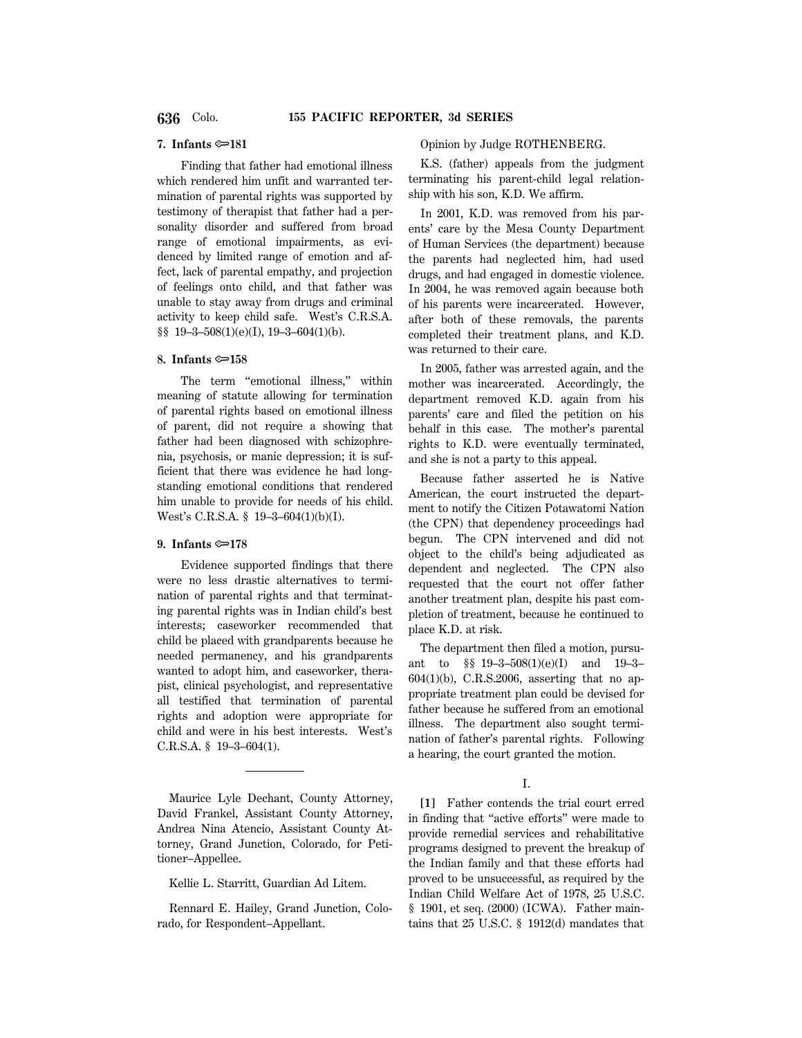**7. Infants ⟹181**

Finding that father had emotional illness which rendered him unfit and warranted termination of parental rights was supported by testimony of therapist that father had a personality disorder and suffered from broad range of emotional impairments, as evidenced by limited range of emotion and affect, lack of parental empathy, and projection of feelings onto child, and that father was unable to stay away from drugs and criminal activity to keep child safe. West's C.R.S.A. §§ 19–3–508(1)(e)(I), 19–3–604(1)(b).

**8. Infants ⟹158**

The term "emotional illness," within meaning of statute allowing for termination of parental rights based on emotional illness of parent, did not require a showing that father had been diagnosed with schizophrenia, psychosis, or manic depression; it is sufficient that there was evidence he had longstanding emotional conditions that rendered him unable to provide for needs of his child. West's C.R.S.A. § 19–3–604(1)(b)(I).

**9. Infants ⟹178**

Evidence supported findings that there were no less drastic alternatives to termination of parental rights and that terminating parental rights was in Indian child's best interests; caseworker recommended that child be placed with grandparents because he needed permanency, and his grandparents wanted to adopt him, and caseworker, therapist, clinical psychologist, and representative all testified that termination of parental rights and adoption were appropriate for child and were in his best interests. West's C.R.S.A. § 19–3–604(1).

---

Maurice Lyle Dechant, County Attorney, David Frankel, Assistant County Attorney, Andrea Nina Atencio, Assistant County Attorney, Grand Junction, Colorado, for Petitioner–Appellee.

Kellie L. Starritt, Guardian Ad Litem.

Rennard E. Hailey, Grand Junction, Colorado, for Respondent–Appellant.

Opinion by Judge ROTHENBERG.

K.S. (father) appeals from the judgment terminating his parent-child legal relationship with his son, K.D. We affirm.

In 2001, K.D. was removed from his parents' care by the Mesa County Department of Human Services (the department) because the parents had neglected him, had used drugs, and had engaged in domestic violence. In 2004, he was removed again because both of his parents were incarcerated. However, after both of these removals, the parents completed their treatment plans, and K.D. was returned to their care.

In 2005, father was arrested again, and the mother was incarcerated. Accordingly, the department removed K.D. again from his parents' care and filed the petition on his behalf in this case. The mother's parental rights to K.D. were eventually terminated, and she is not a party to this appeal.

Because father asserted he is Native American, the court instructed the department to notify the Citizen Potawatomi Nation (the CPN) that dependency proceedings had begun. The CPN intervened and did not object to the child's being adjudicated as dependent and neglected. The CPN also requested that the court not offer father another treatment plan, despite his past completion of treatment, because he continued to place K.D. at risk.

The department then filed a motion, pursuant to §§ 19–3–508(1)(e)(I) and 19–3–604(1)(b), C.R.S.2006, asserting that no appropriate treatment plan could be devised for father because he suffered from an emotional illness. The department also sought termination of father's parental rights. Following a hearing, the court granted the motion.

I.

**[1]** Father contends the trial court erred in finding that "active efforts" were made to provide remedial services and rehabilitative programs designed to prevent the breakup of the Indian family and that these efforts had proved to be unsuccessful, as required by the Indian Child Welfare Act of 1978, 25 U.S.C. § 1901, et seq. (2000) (ICWA). Father maintains that 25 U.S.C. § 1912(d) mandates that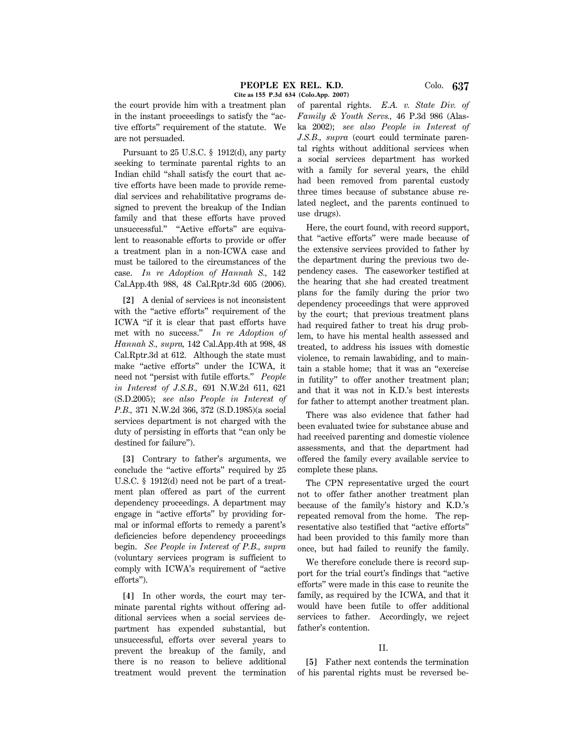the court provide him with a treatment plan in the instant proceedings to satisfy the "active efforts" requirement of the statute. We are not persuaded.

Pursuant to 25 U.S.C. § 1912(d), any party seeking to terminate parental rights to an Indian child "shall satisfy the court that active efforts have been made to provide remedial services and rehabilitative programs designed to prevent the breakup of the Indian family and that these efforts have proved unsuccessful." "Active efforts" are equivalent to reasonable efforts to provide or offer a treatment plan in a non-ICWA case and must be tailored to the circumstances of the case. *In re Adoption of Hannah S.,* 142 Cal.App.4th 988, 48 Cal.Rptr.3d 605 (2006).

**[2]** A denial of services is not inconsistent with the "active efforts" requirement of the ICWA "if it is clear that past efforts have met with no success." *In re Adoption of Hannah S., supra,* 142 Cal.App.4th at 998, 48 Cal.Rptr.3d at 612. Although the state must make "active efforts" under the ICWA, it need not "persist with futile efforts." *People in Interest of J.S.B.,* 691 N.W.2d 611, 621 (S.D.2005); *see also People in Interest of P.B.,* 371 N.W.2d 366, 372 (S.D.1985)(a social services department is not charged with the duty of persisting in efforts that "can only be destined for failure").

**[3]** Contrary to father's arguments, we conclude the "active efforts" required by 25 U.S.C. § 1912(d) need not be part of a treatment plan offered as part of the current dependency proceedings. A department may engage in "active efforts" by providing formal or informal efforts to remedy a parent's deficiencies before dependency proceedings begin. *See People in Interest of P.B., supra* (voluntary services program is sufficient to comply with ICWA's requirement of "active efforts").

**[4]** In other words, the court may terminate parental rights without offering additional services when a social services department has expended substantial, but unsuccessful, efforts over several years to prevent the breakup of the family, and there is no reason to believe additional treatment would prevent the termination of parental rights. *E.A. v. State Div. of Family & Youth Servs.,* 46 P.3d 986 (Alaska 2002); *see also People in Interest of J.S.B., supra* (court could terminate parental rights without additional services when a social services department has worked with a family for several years, the child had been removed from parental custody three times because of substance abuse related neglect, and the parents continued to use drugs).

Here, the court found, with record support, that "active efforts" were made because of the extensive services provided to father by the department during the previous two dependency cases. The caseworker testified at the hearing that she had created treatment plans for the family during the prior two dependency proceedings that were approved by the court; that previous treatment plans had required father to treat his drug problem, to have his mental health assessed and treated, to address his issues with domestic violence, to remain lawabiding, and to maintain a stable home; that it was an "exercise in futility" to offer another treatment plan; and that it was not in K.D.'s best interests for father to attempt another treatment plan.

There was also evidence that father had been evaluated twice for substance abuse and had received parenting and domestic violence assessments, and that the department had offered the family every available service to complete these plans.

The CPN representative urged the court not to offer father another treatment plan because of the family's history and K.D.'s repeated removal from the home. The representative also testified that "active efforts" had been provided to this family more than once, but had failed to reunify the family.

We therefore conclude there is record support for the trial court's findings that "active efforts" were made in this case to reunite the family, as required by the ICWA, and that it would have been futile to offer additional services to father. Accordingly, we reject father's contention.

## II.

**[5]** Father next contends the termination of his parental rights must be reversed be-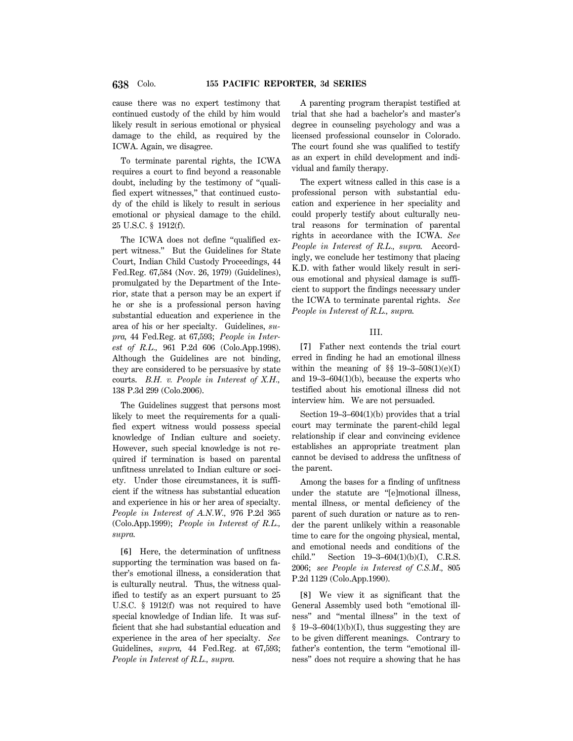cause there was no expert testimony that continued custody of the child by him would likely result in serious emotional or physical damage to the child, as required by the ICWA. Again, we disagree.

To terminate parental rights, the ICWA requires a court to find beyond a reasonable doubt, including by the testimony of "qualified expert witnesses," that continued custody of the child is likely to result in serious emotional or physical damage to the child. 25 U.S.C. § 1912(f).

The ICWA does not define "qualified expert witness." But the Guidelines for State Court, Indian Child Custody Proceedings, 44 Fed.Reg. 67,584 (Nov. 26, 1979) (Guidelines), promulgated by the Department of the Interior, state that a person may be an expert if he or she is a professional person having substantial education and experience in the area of his or her specialty. Guidelines, *supra*, 44 Fed.Reg. at 67,593; *People in Interest of R.L.*, 961 P.2d 606 (Colo.App.1998). Although the Guidelines are not binding, they are considered to be persuasive by state courts. *B.H. v. People in Interest of X.H.*, 138 P.3d 299 (Colo.2006).

The Guidelines suggest that persons most likely to meet the requirements for a qualified expert witness would possess special knowledge of Indian culture and society. However, such special knowledge is not required if termination is based on parental unfitness unrelated to Indian culture or society. Under those circumstances, it is sufficient if the witness has substantial education and experience in his or her area of specialty. *People in Interest of A.N.W.*, 976 P.2d 365 (Colo.App.1999); *People in Interest of R.L.*, *supra.*

**[6]** Here, the determination of unfitness supporting the termination was based on father's emotional illness, a consideration that is culturally neutral. Thus, the witness qualified to testify as an expert pursuant to 25 U.S.C. § 1912(f) was not required to have special knowledge of Indian life. It was sufficient that she had substantial education and experience in the area of her specialty. *See* Guidelines, *supra*, 44 Fed.Reg. at 67,593; *People in Interest of R.L.*, *supra.*

A parenting program therapist testified at trial that she had a bachelor's and master's degree in counseling psychology and was a licensed professional counselor in Colorado. The court found she was qualified to testify as an expert in child development and individual and family therapy.

The expert witness called in this case is a professional person with substantial education and experience in her speciality and could properly testify about culturally neutral reasons for termination of parental rights in accordance with the ICWA. *See People in Interest of R.L.*, *supra.* Accordingly, we conclude her testimony that placing K.D. with father would likely result in serious emotional and physical damage is sufficient to support the findings necessary under the ICWA to terminate parental rights. *See People in Interest of R.L.*, *supra.*

## III.

**[7]** Father next contends the trial court erred in finding he had an emotional illness within the meaning of §§ 19–3–508(1)(e)(I) and 19–3–604(1)(b), because the experts who testified about his emotional illness did not interview him. We are not persuaded.

Section 19–3–604(1)(b) provides that a trial court may terminate the parent-child legal relationship if clear and convincing evidence establishes an appropriate treatment plan cannot be devised to address the unfitness of the parent.

Among the bases for a finding of unfitness under the statute are "[e]motional illness, mental illness, or mental deficiency of the parent of such duration or nature as to render the parent unlikely within a reasonable time to care for the ongoing physical, mental, and emotional needs and conditions of the child." Section 19–3–604(1)(b)(I), C.R.S. 2006; *see People in Interest of C.S.M.*, 805 P.2d 1129 (Colo.App.1990).

**[8]** We view it as significant that the General Assembly used both "emotional illness" and "mental illness" in the text of § 19–3–604(1)(b)(I), thus suggesting they are to be given different meanings. Contrary to father's contention, the term "emotional illness" does not require a showing that he has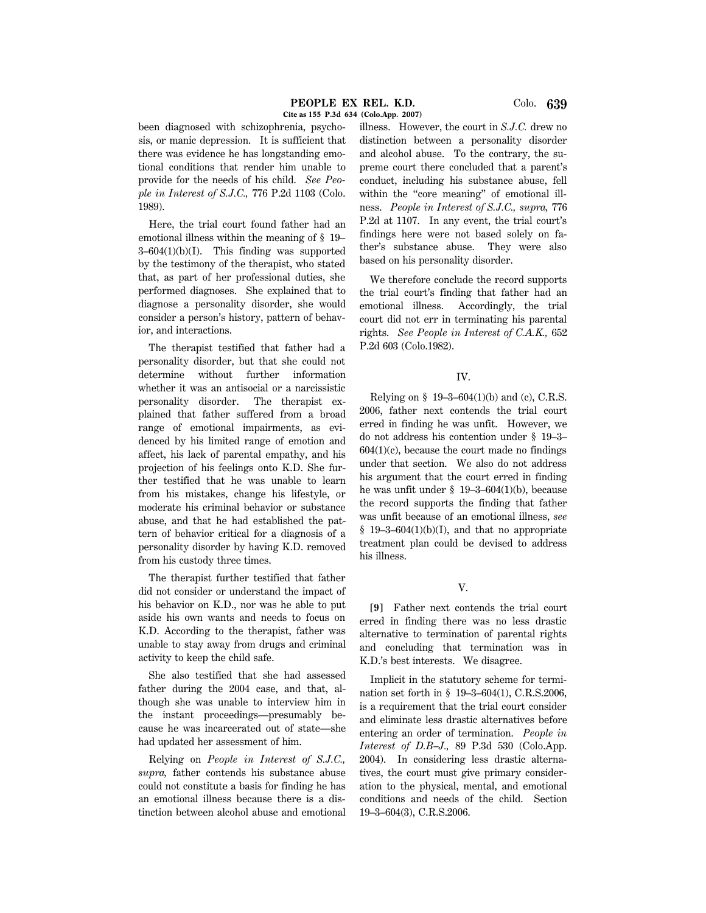been diagnosed with schizophrenia, psychosis, or manic depression. It is sufficient that there was evidence he has longstanding emotional conditions that render him unable to provide for the needs of his child. *See People in Interest of S.J.C.,* 776 P.2d 1103 (Colo. 1989).

Here, the trial court found father had an emotional illness within the meaning of § 19–3–604(1)(b)(I). This finding was supported by the testimony of the therapist, who stated that, as part of her professional duties, she performed diagnoses. She explained that to diagnose a personality disorder, she would consider a person's history, pattern of behavior, and interactions.

The therapist testified that father had a personality disorder, but that she could not determine without further information whether it was an antisocial or a narcissistic personality disorder. The therapist explained that father suffered from a broad range of emotional impairments, as evidenced by his limited range of emotion and affect, his lack of parental empathy, and his projection of his feelings onto K.D. She further testified that he was unable to learn from his mistakes, change his lifestyle, or moderate his criminal behavior or substance abuse, and that he had established the pattern of behavior critical for a diagnosis of a personality disorder by having K.D. removed from his custody three times.

The therapist further testified that father did not consider or understand the impact of his behavior on K.D., nor was he able to put aside his own wants and needs to focus on K.D. According to the therapist, father was unable to stay away from drugs and criminal activity to keep the child safe.

She also testified that she had assessed father during the 2004 case, and that, although she was unable to interview him in the instant proceedings—presumably because he was incarcerated out of state—she had updated her assessment of him.

Relying on *People in Interest of S.J.C., supra,* father contends his substance abuse could not constitute a basis for finding he has an emotional illness because there is a distinction between alcohol abuse and emotional illness. However, the court in *S.J.C.* drew no distinction between a personality disorder and alcohol abuse. To the contrary, the supreme court there concluded that a parent's conduct, including his substance abuse, fell within the "core meaning" of emotional illness. *People in Interest of S.J.C., supra,* 776 P.2d at 1107. In any event, the trial court's findings here were not based solely on father's substance abuse. They were also based on his personality disorder.

We therefore conclude the record supports the trial court's finding that father had an emotional illness. Accordingly, the trial court did not err in terminating his parental rights. *See People in Interest of C.A.K.,* 652 P.2d 603 (Colo.1982).

## IV.

Relying on § 19–3–604(1)(b) and (c), C.R.S. 2006, father next contends the trial court erred in finding he was unfit. However, we do not address his contention under § 19–3–604(1)(c), because the court made no findings under that section. We also do not address his argument that the court erred in finding he was unfit under § 19–3–604(1)(b), because the record supports the finding that father was unfit because of an emotional illness, *see* § 19–3–604(1)(b)(I), and that no appropriate treatment plan could be devised to address his illness.

## V.

**[9]** Father next contends the trial court erred in finding there was no less drastic alternative to termination of parental rights and concluding that termination was in K.D.'s best interests. We disagree.

Implicit in the statutory scheme for termination set forth in § 19–3–604(1), C.R.S.2006, is a requirement that the trial court consider and eliminate less drastic alternatives before entering an order of termination. *People in Interest of D.B–J.,* 89 P.3d 530 (Colo.App. 2004). In considering less drastic alternatives, the court must give primary consideration to the physical, mental, and emotional conditions and needs of the child. Section 19–3–604(3), C.R.S.2006.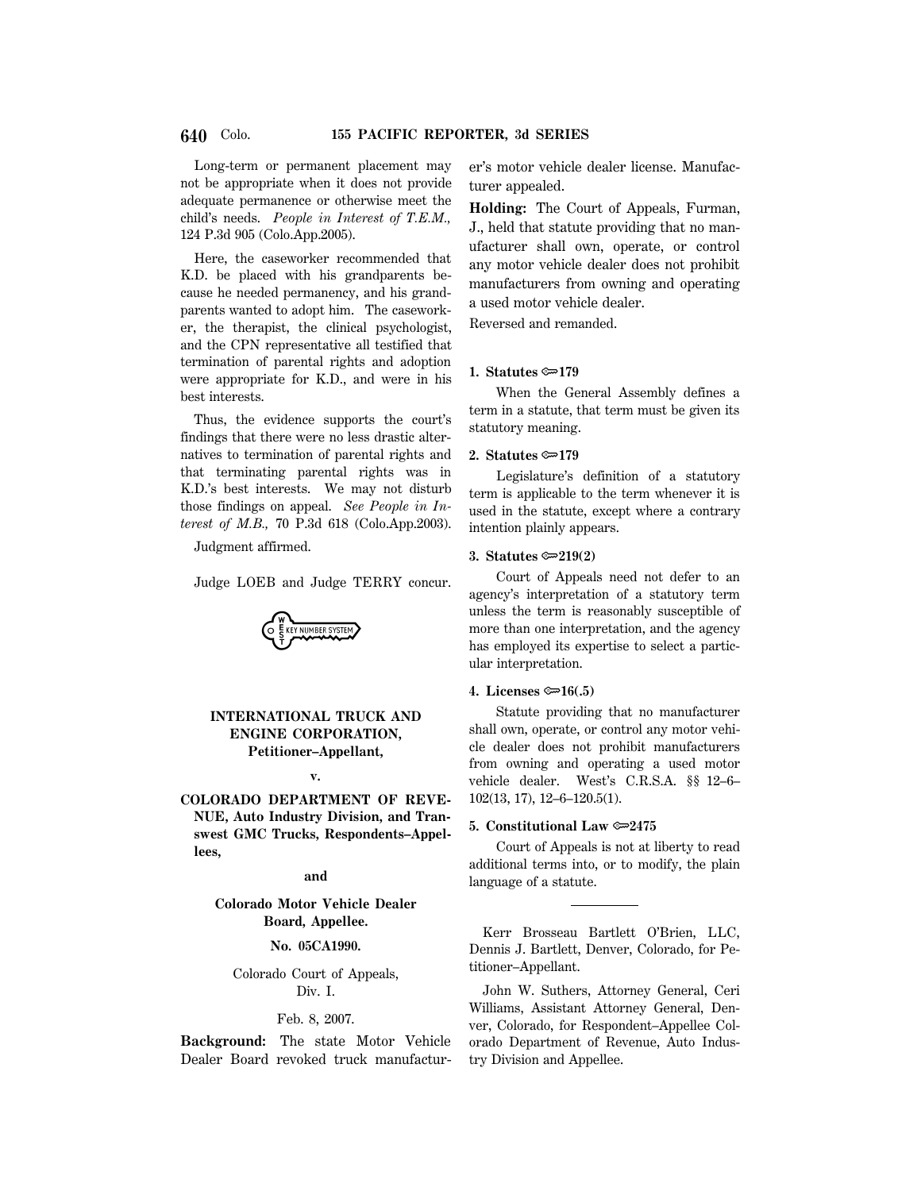Long-term or permanent placement may not be appropriate when it does not provide adequate permanence or otherwise meet the child's needs. *People in Interest of T.E.M.,* 124 P.3d 905 (Colo.App.2005).

Here, the caseworker recommended that K.D. be placed with his grandparents because he needed permanency, and his grandparents wanted to adopt him. The caseworker, the therapist, the clinical psychologist, and the CPN representative all testified that termination of parental rights and adoption were appropriate for K.D., and were in his best interests.

Thus, the evidence supports the court's findings that there were no less drastic alternatives to termination of parental rights and that terminating parental rights was in K.D.'s best interests. We may not disturb those findings on appeal. *See People in Interest of M.B.,* 70 P.3d 618 (Colo.App.2003).

Judgment affirmed.

Judge LOEB and Judge TERRY concur.

---

**INTERNATIONAL TRUCK AND ENGINE CORPORATION, Petitioner–Appellant,**

**v.**

**COLORADO DEPARTMENT OF REVENUE, Auto Industry Division, and Transwest GMC Trucks, Respondents–Appellees,**

**and**

**Colorado Motor Vehicle Dealer Board, Appellee.**

**No. 05CA1990.**

Colorado Court of Appeals, Div. I.

Feb. 8, 2007.

**Background:** The state Motor Vehicle Dealer Board revoked truck manufacturer's motor vehicle dealer license. Manufacturer appealed.

**Holding:** The Court of Appeals, Furman, J., held that statute providing that no manufacturer shall own, operate, or control any motor vehicle dealer does not prohibit manufacturers from owning and operating a used motor vehicle dealer.

Reversed and remanded.

**1. Statutes ⟹179**

When the General Assembly defines a term in a statute, that term must be given its statutory meaning.

**2. Statutes ⟹179**

Legislature's definition of a statutory term is applicable to the term whenever it is used in the statute, except where a contrary intention plainly appears.

**3. Statutes ⟹219(2)**

Court of Appeals need not defer to an agency's interpretation of a statutory term unless the term is reasonably susceptible of more than one interpretation, and the agency has employed its expertise to select a particular interpretation.

**4. Licenses ⟹16(.5)**

Statute providing that no manufacturer shall own, operate, or control any motor vehicle dealer does not prohibit manufacturers from owning and operating a used motor vehicle dealer. West's C.R.S.A. §§ 12–6–102(13, 17), 12–6–120.5(1).

**5. Constitutional Law ⟹2475**

Court of Appeals is not at liberty to read additional terms into, or to modify, the plain language of a statute.

---

Kerr Brosseau Bartlett O'Brien, LLC, Dennis J. Bartlett, Denver, Colorado, for Petitioner–Appellant.

John W. Suthers, Attorney General, Ceri Williams, Assistant Attorney General, Denver, Colorado, for Respondent–Appellee Colorado Department of Revenue, Auto Industry Division and Appellee.